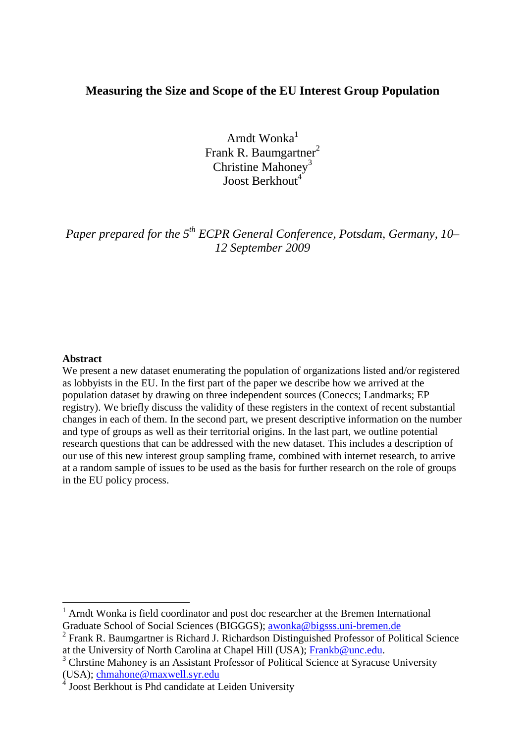# Measuring the Size and Scope of the EU Interest Group Population

Arndt Wonka[1]
Frank R. Baumgartner[2]
Christine Mahoney[3]
Joost Berkhout[4]

*Paper prepared for the 5th ECPR General Conference, Potsdam, Germany, 10–12 September 2009*

**Abstract**

We present a new dataset enumerating the population of organizations listed and/or registered as lobbyists in the EU. In the first part of the paper we describe how we arrived at the population dataset by drawing on three independent sources (Coneccs; Landmarks; EP registry). We briefly discuss the validity of these registers in the context of recent substantial changes in each of them. In the second part, we present descriptive information on the number and type of groups as well as their territorial origins. In the last part, we outline potential research questions that can be addressed with the new dataset. This includes a description of our use of this new interest group sampling frame, combined with internet research, to arrive at a random sample of issues to be used as the basis for further research on the role of groups in the EU policy process.

---

[1] Arndt Wonka is field coordinator and post doc researcher at the Bremen International Graduate School of Social Sciences (BIGGGS); awonka@bigsss.uni-bremen.de

[2] Frank R. Baumgartner is Richard J. Richardson Distinguished Professor of Political Science at the University of North Carolina at Chapel Hill (USA); Frankb@unc.edu.

[3] Chrstine Mahoney is an Assistant Professor of Political Science at Syracuse University (USA); chmahone@maxwell.syr.edu

[4] Joost Berkhout is Phd candidate at Leiden University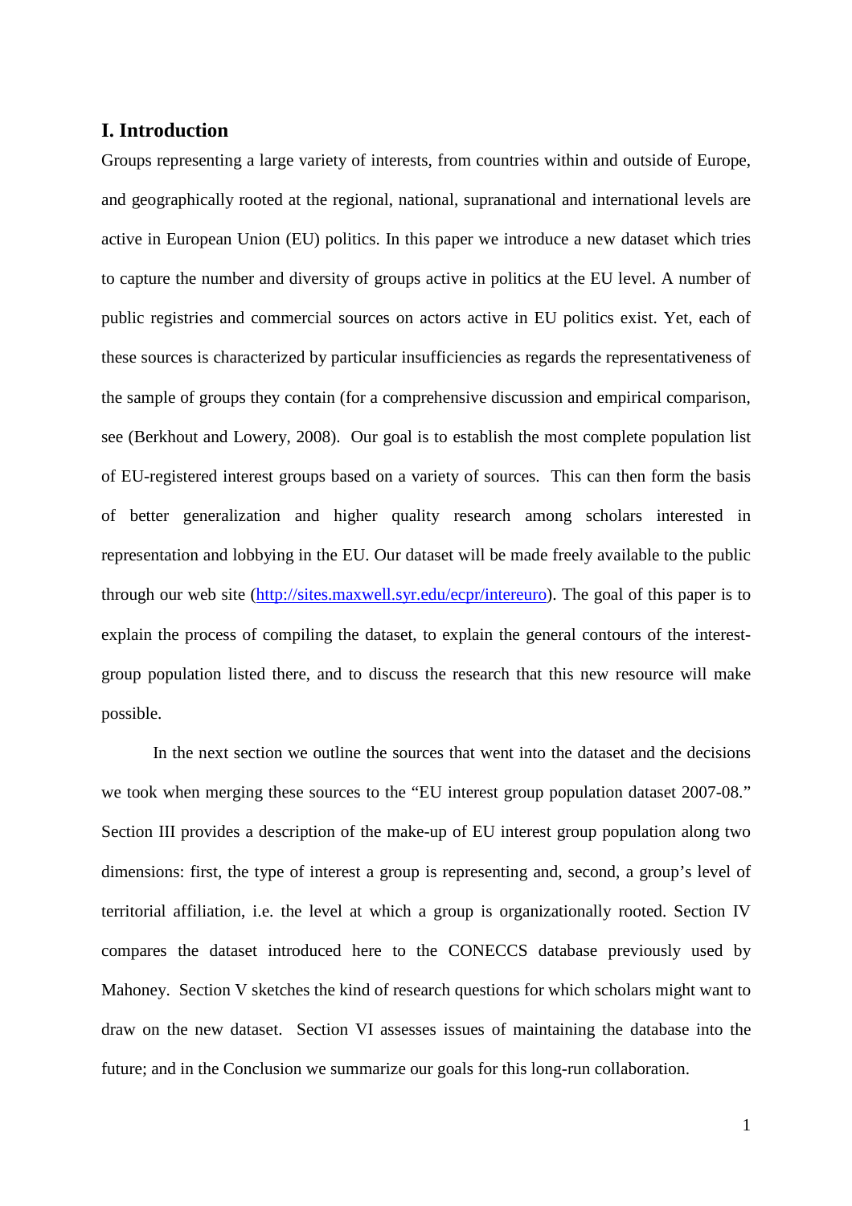## I. Introduction

Groups representing a large variety of interests, from countries within and outside of Europe, and geographically rooted at the regional, national, supranational and international levels are active in European Union (EU) politics. In this paper we introduce a new dataset which tries to capture the number and diversity of groups active in politics at the EU level. A number of public registries and commercial sources on actors active in EU politics exist. Yet, each of these sources is characterized by particular insufficiencies as regards the representativeness of the sample of groups they contain (for a comprehensive discussion and empirical comparison, see (Berkhout and Lowery, 2008). Our goal is to establish the most complete population list of EU-registered interest groups based on a variety of sources. This can then form the basis of better generalization and higher quality research among scholars interested in representation and lobbying in the EU. Our dataset will be made freely available to the public through our web site (http://sites.maxwell.syr.edu/ecpr/intereuro). The goal of this paper is to explain the process of compiling the dataset, to explain the general contours of the interest-group population listed there, and to discuss the research that this new resource will make possible.

In the next section we outline the sources that went into the dataset and the decisions we took when merging these sources to the "EU interest group population dataset 2007-08." Section III provides a description of the make-up of EU interest group population along two dimensions: first, the type of interest a group is representing and, second, a group's level of territorial affiliation, i.e. the level at which a group is organizationally rooted. Section IV compares the dataset introduced here to the CONECCS database previously used by Mahoney. Section V sketches the kind of research questions for which scholars might want to draw on the new dataset. Section VI assesses issues of maintaining the database into the future; and in the Conclusion we summarize our goals for this long-run collaboration.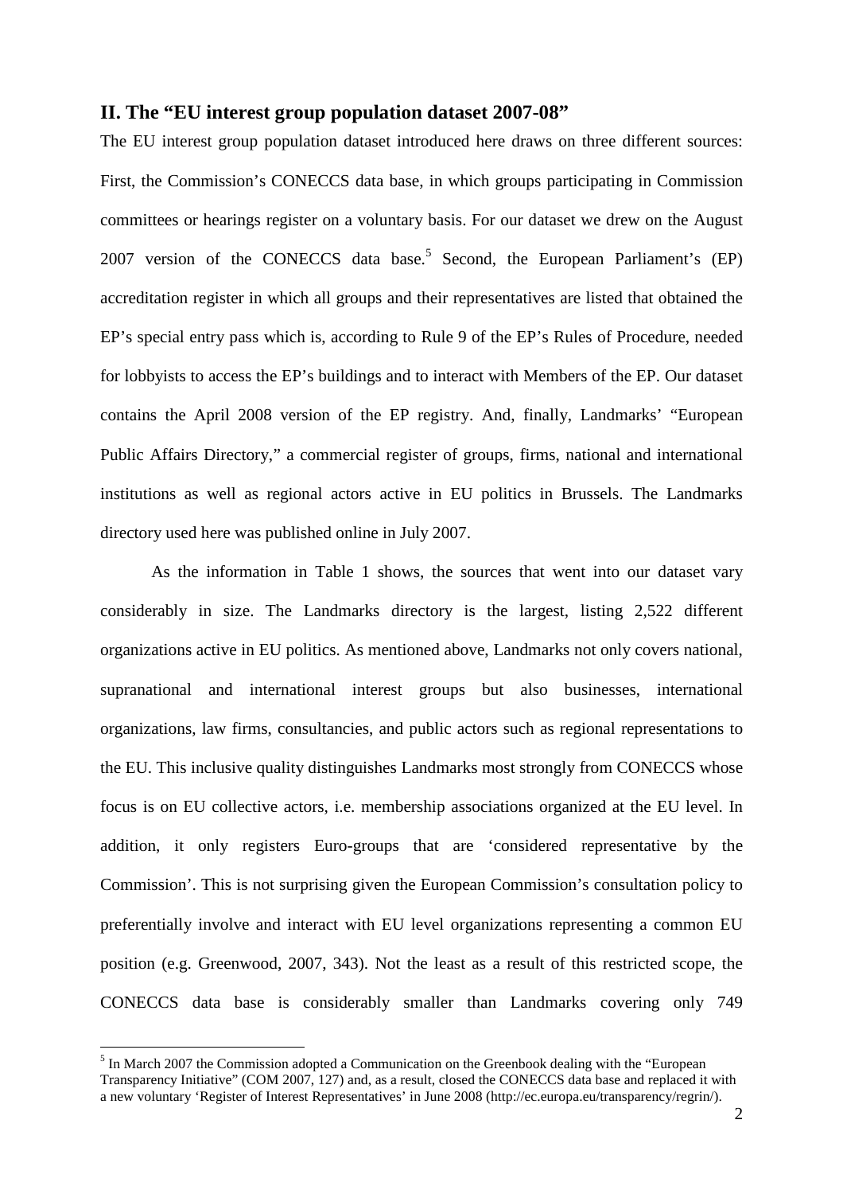## II. The "EU interest group population dataset 2007-08"

The EU interest group population dataset introduced here draws on three different sources: First, the Commission's CONECCS data base, in which groups participating in Commission committees or hearings register on a voluntary basis. For our dataset we drew on the August 2007 version of the CONECCS data base.[5] Second, the European Parliament's (EP) accreditation register in which all groups and their representatives are listed that obtained the EP's special entry pass which is, according to Rule 9 of the EP's Rules of Procedure, needed for lobbyists to access the EP's buildings and to interact with Members of the EP. Our dataset contains the April 2008 version of the EP registry. And, finally, Landmarks' "European Public Affairs Directory," a commercial register of groups, firms, national and international institutions as well as regional actors active in EU politics in Brussels. The Landmarks directory used here was published online in July 2007.

As the information in Table 1 shows, the sources that went into our dataset vary considerably in size. The Landmarks directory is the largest, listing 2,522 different organizations active in EU politics. As mentioned above, Landmarks not only covers national, supranational and international interest groups but also businesses, international organizations, law firms, consultancies, and public actors such as regional representations to the EU. This inclusive quality distinguishes Landmarks most strongly from CONECCS whose focus is on EU collective actors, i.e. membership associations organized at the EU level. In addition, it only registers Euro-groups that are 'considered representative by the Commission'. This is not surprising given the European Commission's consultation policy to preferentially involve and interact with EU level organizations representing a common EU position (e.g. Greenwood, 2007, 343). Not the least as a result of this restricted scope, the CONECCS data base is considerably smaller than Landmarks covering only 749

[5] In March 2007 the Commission adopted a Communication on the Greenbook dealing with the "European Transparency Initiative" (COM 2007, 127) and, as a result, closed the CONECCS data base and replaced it with a new voluntary 'Register of Interest Representatives' in June 2008 (http://ec.europa.eu/transparency/regrin/).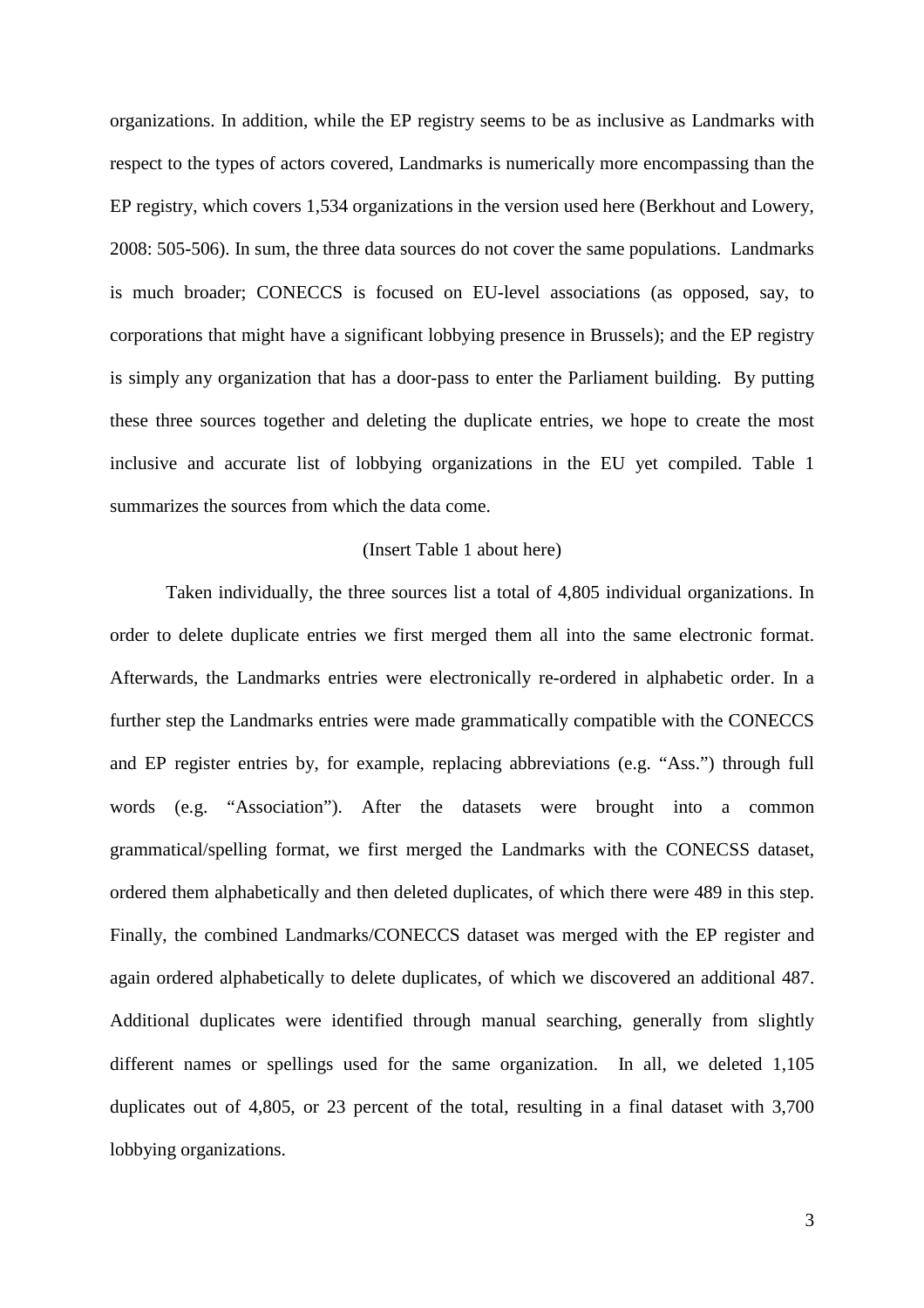organizations. In addition, while the EP registry seems to be as inclusive as Landmarks with respect to the types of actors covered, Landmarks is numerically more encompassing than the EP registry, which covers 1,534 organizations in the version used here (Berkhout and Lowery, 2008: 505-506). In sum, the three data sources do not cover the same populations. Landmarks is much broader; CONECCS is focused on EU-level associations (as opposed, say, to corporations that might have a significant lobbying presence in Brussels); and the EP registry is simply any organization that has a door-pass to enter the Parliament building. By putting these three sources together and deleting the duplicate entries, we hope to create the most inclusive and accurate list of lobbying organizations in the EU yet compiled. Table 1 summarizes the sources from which the data come.

(Insert Table 1 about here)

Taken individually, the three sources list a total of 4,805 individual organizations. In order to delete duplicate entries we first merged them all into the same electronic format. Afterwards, the Landmarks entries were electronically re-ordered in alphabetic order. In a further step the Landmarks entries were made grammatically compatible with the CONECCS and EP register entries by, for example, replacing abbreviations (e.g. "Ass.") through full words (e.g. "Association"). After the datasets were brought into a common grammatical/spelling format, we first merged the Landmarks with the CONECSS dataset, ordered them alphabetically and then deleted duplicates, of which there were 489 in this step. Finally, the combined Landmarks/CONECCS dataset was merged with the EP register and again ordered alphabetically to delete duplicates, of which we discovered an additional 487. Additional duplicates were identified through manual searching, generally from slightly different names or spellings used for the same organization. In all, we deleted 1,105 duplicates out of 4,805, or 23 percent of the total, resulting in a final dataset with 3,700 lobbying organizations.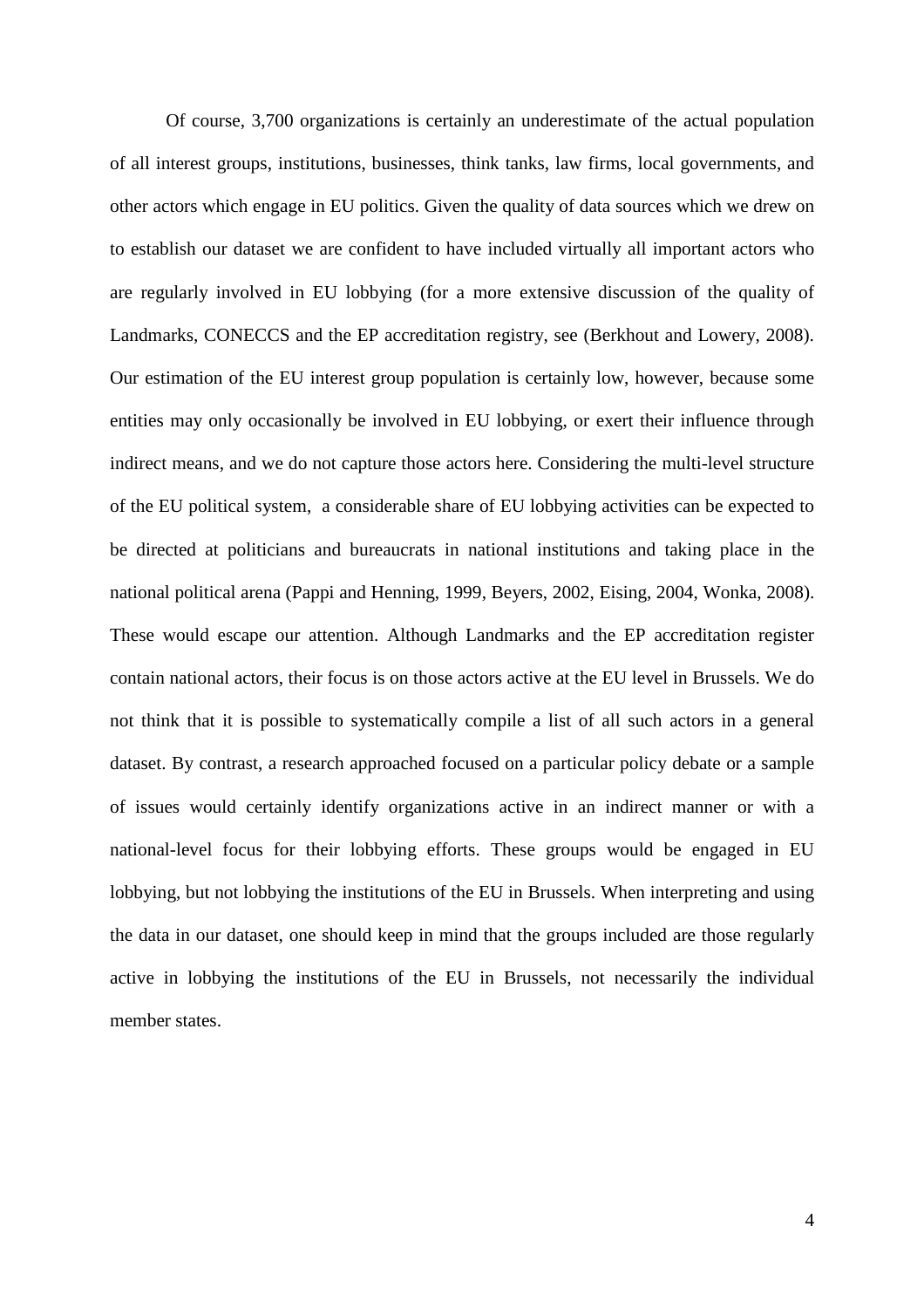Of course, 3,700 organizations is certainly an underestimate of the actual population of all interest groups, institutions, businesses, think tanks, law firms, local governments, and other actors which engage in EU politics. Given the quality of data sources which we drew on to establish our dataset we are confident to have included virtually all important actors who are regularly involved in EU lobbying (for a more extensive discussion of the quality of Landmarks, CONECCS and the EP accreditation registry, see (Berkhout and Lowery, 2008). Our estimation of the EU interest group population is certainly low, however, because some entities may only occasionally be involved in EU lobbying, or exert their influence through indirect means, and we do not capture those actors here. Considering the multi-level structure of the EU political system, a considerable share of EU lobbying activities can be expected to be directed at politicians and bureaucrats in national institutions and taking place in the national political arena (Pappi and Henning, 1999, Beyers, 2002, Eising, 2004, Wonka, 2008). These would escape our attention. Although Landmarks and the EP accreditation register contain national actors, their focus is on those actors active at the EU level in Brussels. We do not think that it is possible to systematically compile a list of all such actors in a general dataset. By contrast, a research approached focused on a particular policy debate or a sample of issues would certainly identify organizations active in an indirect manner or with a national-level focus for their lobbying efforts. These groups would be engaged in EU lobbying, but not lobbying the institutions of the EU in Brussels. When interpreting and using the data in our dataset, one should keep in mind that the groups included are those regularly active in lobbying the institutions of the EU in Brussels, not necessarily the individual member states.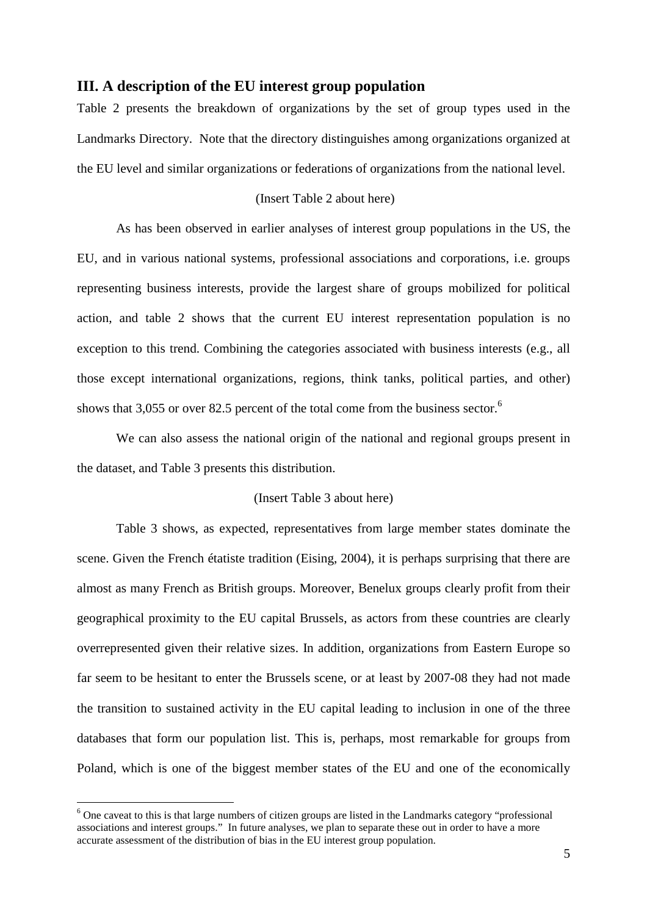## III. A description of the EU interest group population

Table 2 presents the breakdown of organizations by the set of group types used in the Landmarks Directory. Note that the directory distinguishes among organizations organized at the EU level and similar organizations or federations of organizations from the national level.

(Insert Table 2 about here)

As has been observed in earlier analyses of interest group populations in the US, the EU, and in various national systems, professional associations and corporations, i.e. groups representing business interests, provide the largest share of groups mobilized for political action, and table 2 shows that the current EU interest representation population is no exception to this trend. Combining the categories associated with business interests (e.g., all those except international organizations, regions, think tanks, political parties, and other) shows that 3,055 or over 82.5 percent of the total come from the business sector.[6]

We can also assess the national origin of the national and regional groups present in the dataset, and Table 3 presents this distribution.

(Insert Table 3 about here)

Table 3 shows, as expected, representatives from large member states dominate the scene. Given the French étatiste tradition (Eising, 2004), it is perhaps surprising that there are almost as many French as British groups. Moreover, Benelux groups clearly profit from their geographical proximity to the EU capital Brussels, as actors from these countries are clearly overrepresented given their relative sizes. In addition, organizations from Eastern Europe so far seem to be hesitant to enter the Brussels scene, or at least by 2007-08 they had not made the transition to sustained activity in the EU capital leading to inclusion in one of the three databases that form our population list. This is, perhaps, most remarkable for groups from Poland, which is one of the biggest member states of the EU and one of the economically

[6] One caveat to this is that large numbers of citizen groups are listed in the Landmarks category "professional associations and interest groups." In future analyses, we plan to separate these out in order to have a more accurate assessment of the distribution of bias in the EU interest group population.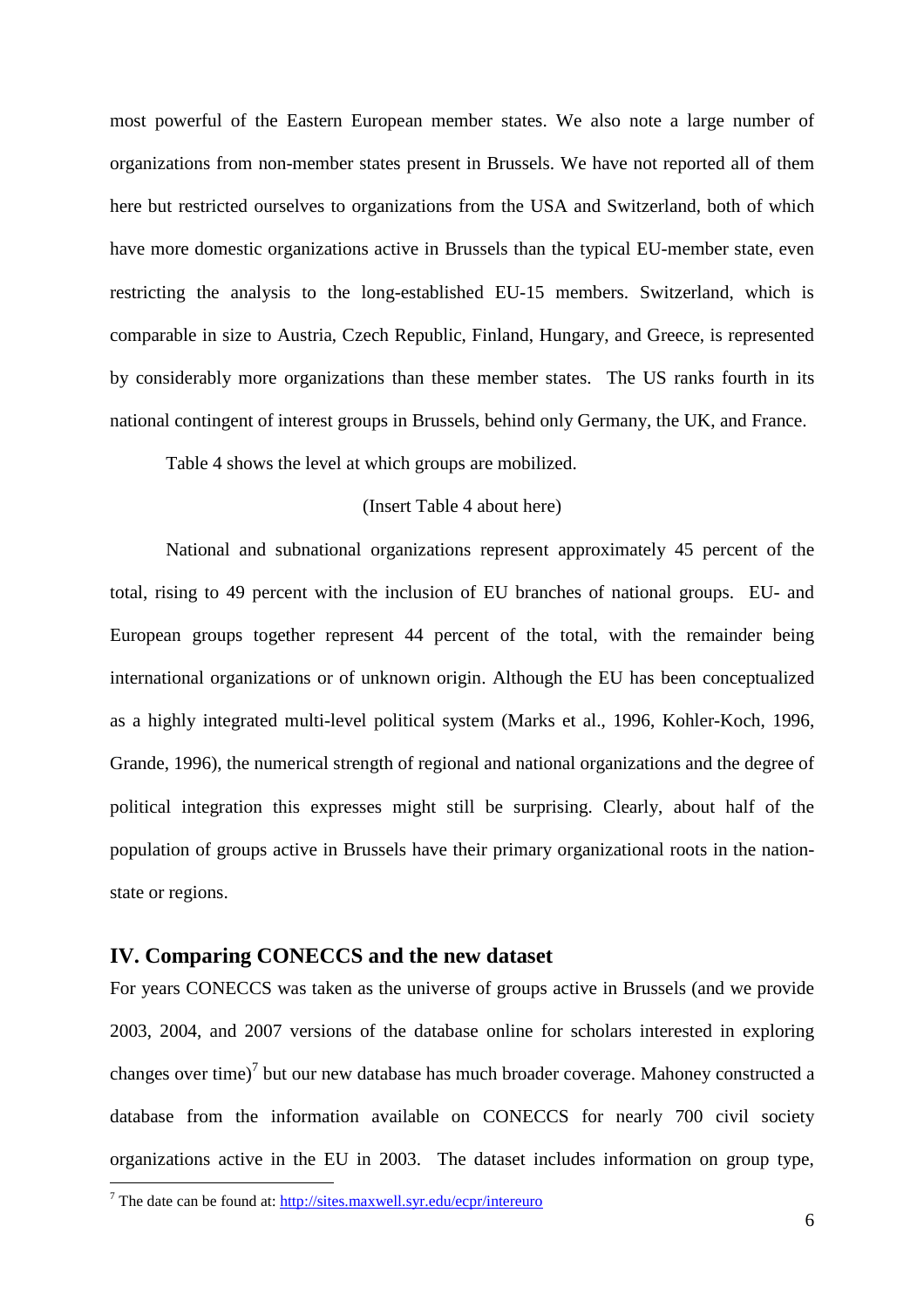most powerful of the Eastern European member states. We also note a large number of organizations from non-member states present in Brussels. We have not reported all of them here but restricted ourselves to organizations from the USA and Switzerland, both of which have more domestic organizations active in Brussels than the typical EU-member state, even restricting the analysis to the long-established EU-15 members. Switzerland, which is comparable in size to Austria, Czech Republic, Finland, Hungary, and Greece, is represented by considerably more organizations than these member states. The US ranks fourth in its national contingent of interest groups in Brussels, behind only Germany, the UK, and France.

Table 4 shows the level at which groups are mobilized.

(Insert Table 4 about here)

National and subnational organizations represent approximately 45 percent of the total, rising to 49 percent with the inclusion of EU branches of national groups. EU- and European groups together represent 44 percent of the total, with the remainder being international organizations or of unknown origin. Although the EU has been conceptualized as a highly integrated multi-level political system (Marks et al., 1996, Kohler-Koch, 1996, Grande, 1996), the numerical strength of regional and national organizations and the degree of political integration this expresses might still be surprising. Clearly, about half of the population of groups active in Brussels have their primary organizational roots in the nation-state or regions.

## IV. Comparing CONECCS and the new dataset

For years CONECCS was taken as the universe of groups active in Brussels (and we provide 2003, 2004, and 2007 versions of the database online for scholars interested in exploring changes over time)[7] but our new database has much broader coverage. Mahoney constructed a database from the information available on CONECCS for nearly 700 civil society organizations active in the EU in 2003. The dataset includes information on group type,

[7] The date can be found at: http://sites.maxwell.syr.edu/ecpr/intereuro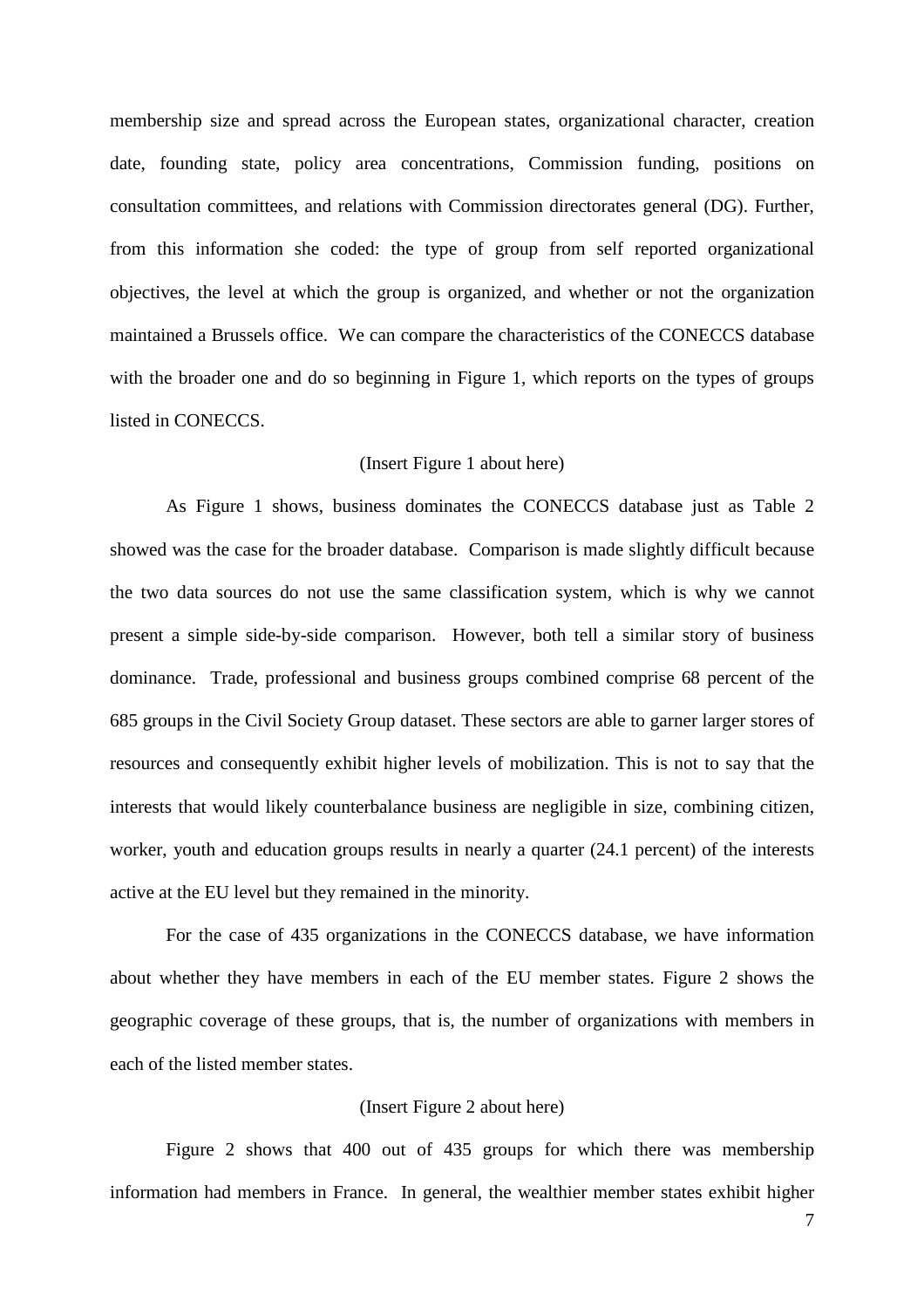membership size and spread across the European states, organizational character, creation date, founding state, policy area concentrations, Commission funding, positions on consultation committees, and relations with Commission directorates general (DG). Further, from this information she coded: the type of group from self reported organizational objectives, the level at which the group is organized, and whether or not the organization maintained a Brussels office. We can compare the characteristics of the CONECCS database with the broader one and do so beginning in Figure 1, which reports on the types of groups listed in CONECCS.

(Insert Figure 1 about here)

As Figure 1 shows, business dominates the CONECCS database just as Table 2 showed was the case for the broader database. Comparison is made slightly difficult because the two data sources do not use the same classification system, which is why we cannot present a simple side-by-side comparison. However, both tell a similar story of business dominance. Trade, professional and business groups combined comprise 68 percent of the 685 groups in the Civil Society Group dataset. These sectors are able to garner larger stores of resources and consequently exhibit higher levels of mobilization. This is not to say that the interests that would likely counterbalance business are negligible in size, combining citizen, worker, youth and education groups results in nearly a quarter (24.1 percent) of the interests active at the EU level but they remained in the minority.

For the case of 435 organizations in the CONECCS database, we have information about whether they have members in each of the EU member states. Figure 2 shows the geographic coverage of these groups, that is, the number of organizations with members in each of the listed member states.

(Insert Figure 2 about here)

Figure 2 shows that 400 out of 435 groups for which there was membership information had members in France. In general, the wealthier member states exhibit higher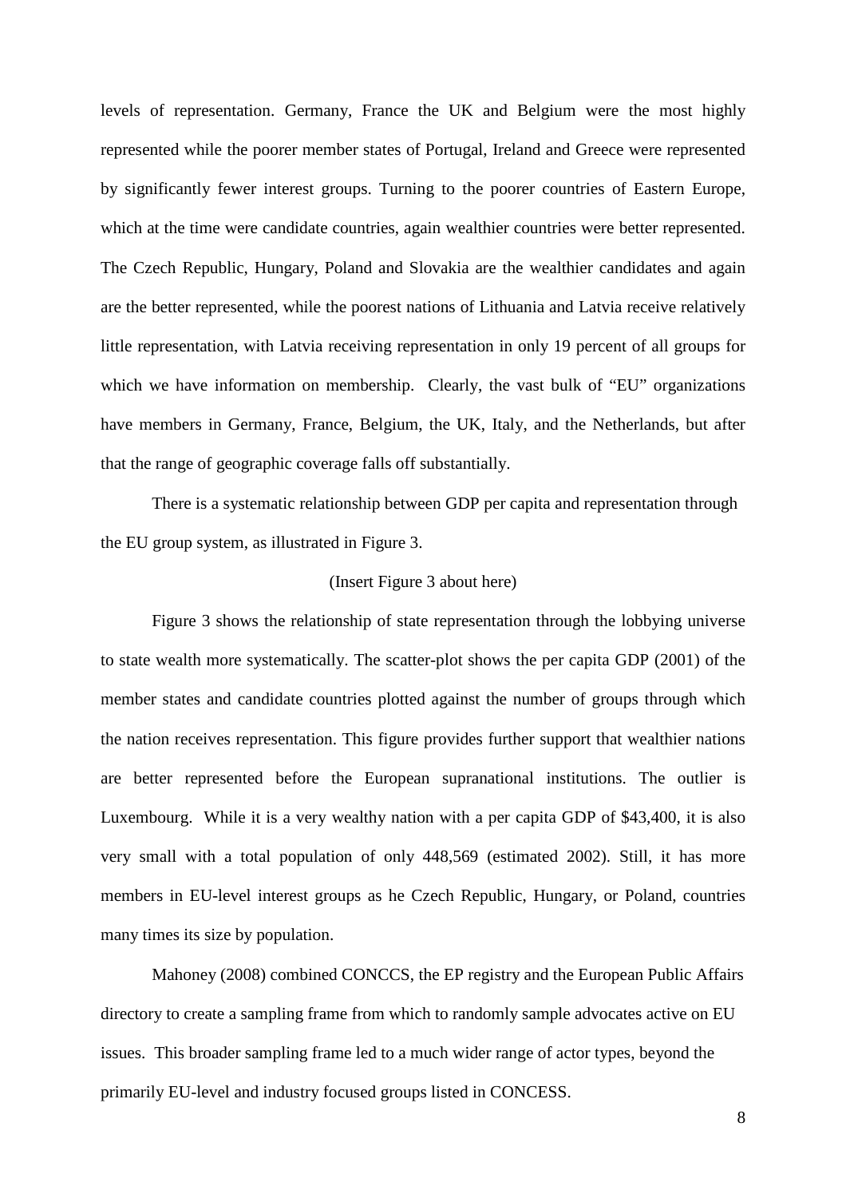levels of representation. Germany, France the UK and Belgium were the most highly represented while the poorer member states of Portugal, Ireland and Greece were represented by significantly fewer interest groups. Turning to the poorer countries of Eastern Europe, which at the time were candidate countries, again wealthier countries were better represented. The Czech Republic, Hungary, Poland and Slovakia are the wealthier candidates and again are the better represented, while the poorest nations of Lithuania and Latvia receive relatively little representation, with Latvia receiving representation in only 19 percent of all groups for which we have information on membership. Clearly, the vast bulk of "EU" organizations have members in Germany, France, Belgium, the UK, Italy, and the Netherlands, but after that the range of geographic coverage falls off substantially.

There is a systematic relationship between GDP per capita and representation through the EU group system, as illustrated in Figure 3.

(Insert Figure 3 about here)

Figure 3 shows the relationship of state representation through the lobbying universe to state wealth more systematically. The scatter-plot shows the per capita GDP (2001) of the member states and candidate countries plotted against the number of groups through which the nation receives representation. This figure provides further support that wealthier nations are better represented before the European supranational institutions. The outlier is Luxembourg. While it is a very wealthy nation with a per capita GDP of $43,400, it is also very small with a total population of only 448,569 (estimated 2002). Still, it has more members in EU-level interest groups as he Czech Republic, Hungary, or Poland, countries many times its size by population.

Mahoney (2008) combined CONCCS, the EP registry and the European Public Affairs directory to create a sampling frame from which to randomly sample advocates active on EU issues. This broader sampling frame led to a much wider range of actor types, beyond the primarily EU-level and industry focused groups listed in CONCESS.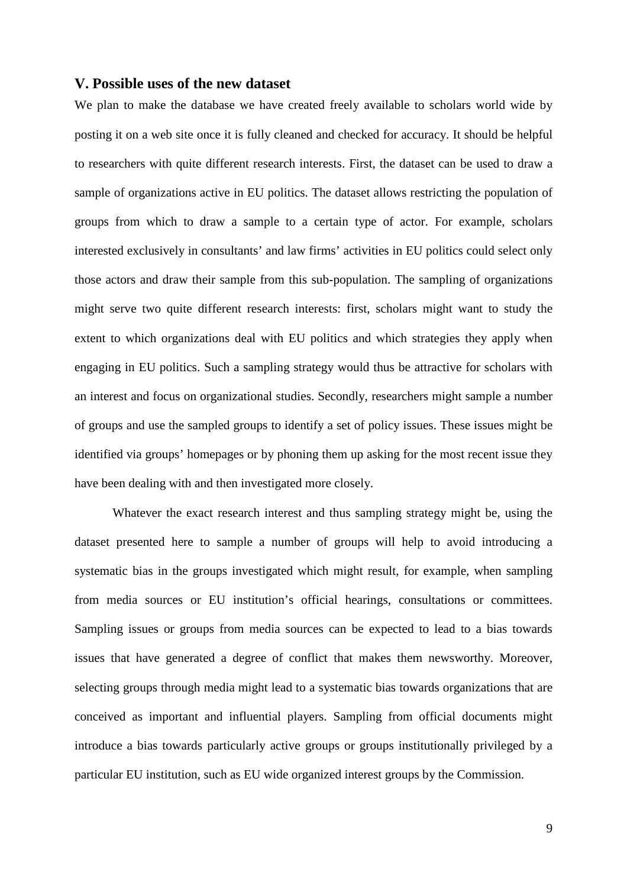## V. Possible uses of the new dataset

We plan to make the database we have created freely available to scholars world wide by posting it on a web site once it is fully cleaned and checked for accuracy. It should be helpful to researchers with quite different research interests. First, the dataset can be used to draw a sample of organizations active in EU politics. The dataset allows restricting the population of groups from which to draw a sample to a certain type of actor. For example, scholars interested exclusively in consultants' and law firms' activities in EU politics could select only those actors and draw their sample from this sub-population. The sampling of organizations might serve two quite different research interests: first, scholars might want to study the extent to which organizations deal with EU politics and which strategies they apply when engaging in EU politics. Such a sampling strategy would thus be attractive for scholars with an interest and focus on organizational studies. Secondly, researchers might sample a number of groups and use the sampled groups to identify a set of policy issues. These issues might be identified via groups' homepages or by phoning them up asking for the most recent issue they have been dealing with and then investigated more closely.

Whatever the exact research interest and thus sampling strategy might be, using the dataset presented here to sample a number of groups will help to avoid introducing a systematic bias in the groups investigated which might result, for example, when sampling from media sources or EU institution's official hearings, consultations or committees. Sampling issues or groups from media sources can be expected to lead to a bias towards issues that have generated a degree of conflict that makes them newsworthy. Moreover, selecting groups through media might lead to a systematic bias towards organizations that are conceived as important and influential players. Sampling from official documents might introduce a bias towards particularly active groups or groups institutionally privileged by a particular EU institution, such as EU wide organized interest groups by the Commission.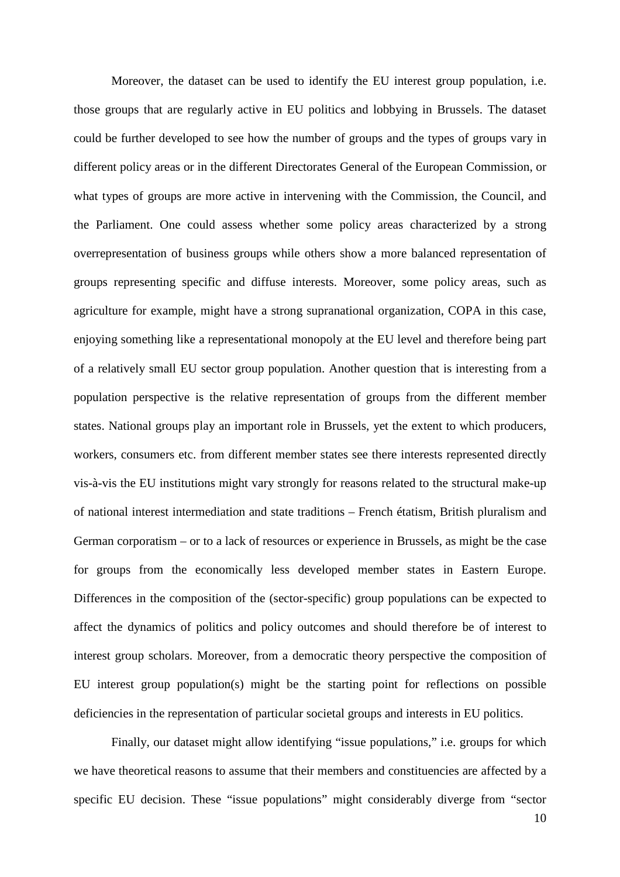Moreover, the dataset can be used to identify the EU interest group population, i.e. those groups that are regularly active in EU politics and lobbying in Brussels. The dataset could be further developed to see how the number of groups and the types of groups vary in different policy areas or in the different Directorates General of the European Commission, or what types of groups are more active in intervening with the Commission, the Council, and the Parliament. One could assess whether some policy areas characterized by a strong overrepresentation of business groups while others show a more balanced representation of groups representing specific and diffuse interests. Moreover, some policy areas, such as agriculture for example, might have a strong supranational organization, COPA in this case, enjoying something like a representational monopoly at the EU level and therefore being part of a relatively small EU sector group population. Another question that is interesting from a population perspective is the relative representation of groups from the different member states. National groups play an important role in Brussels, yet the extent to which producers, workers, consumers etc. from different member states see there interests represented directly vis-à-vis the EU institutions might vary strongly for reasons related to the structural make-up of national interest intermediation and state traditions – French étatism, British pluralism and German corporatism – or to a lack of resources or experience in Brussels, as might be the case for groups from the economically less developed member states in Eastern Europe. Differences in the composition of the (sector-specific) group populations can be expected to affect the dynamics of politics and policy outcomes and should therefore be of interest to interest group scholars. Moreover, from a democratic theory perspective the composition of EU interest group population(s) might be the starting point for reflections on possible deficiencies in the representation of particular societal groups and interests in EU politics.

Finally, our dataset might allow identifying "issue populations," i.e. groups for which we have theoretical reasons to assume that their members and constituencies are affected by a specific EU decision. These "issue populations" might considerably diverge from "sector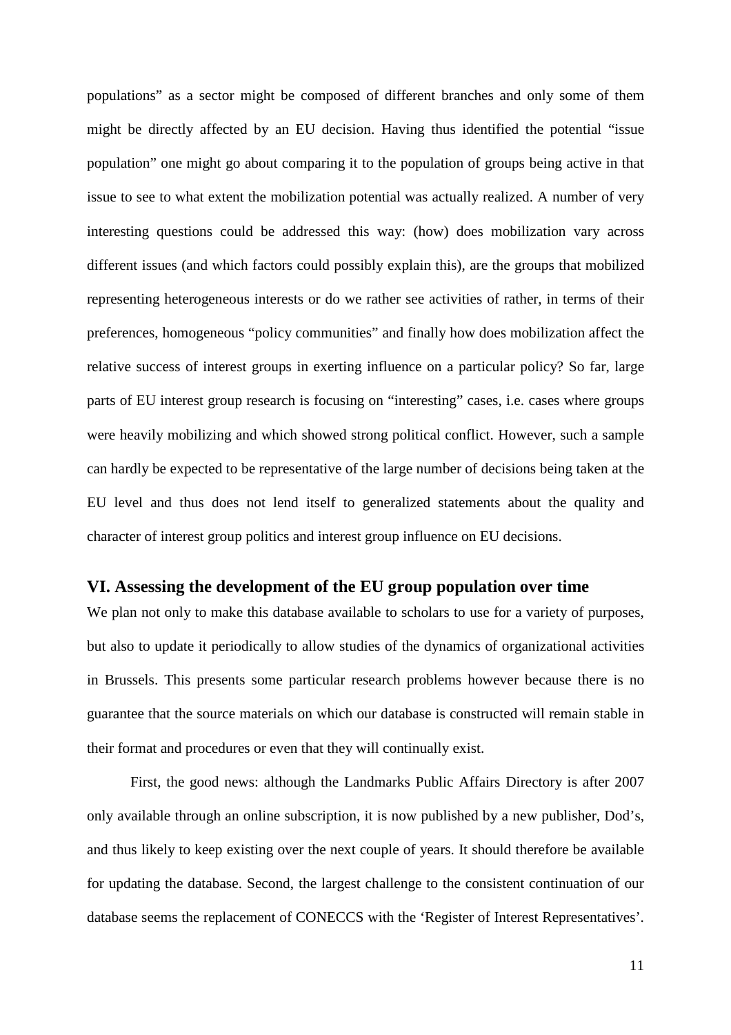populations" as a sector might be composed of different branches and only some of them might be directly affected by an EU decision. Having thus identified the potential "issue population" one might go about comparing it to the population of groups being active in that issue to see to what extent the mobilization potential was actually realized. A number of very interesting questions could be addressed this way: (how) does mobilization vary across different issues (and which factors could possibly explain this), are the groups that mobilized representing heterogeneous interests or do we rather see activities of rather, in terms of their preferences, homogeneous "policy communities" and finally how does mobilization affect the relative success of interest groups in exerting influence on a particular policy? So far, large parts of EU interest group research is focusing on "interesting" cases, i.e. cases where groups were heavily mobilizing and which showed strong political conflict. However, such a sample can hardly be expected to be representative of the large number of decisions being taken at the EU level and thus does not lend itself to generalized statements about the quality and character of interest group politics and interest group influence on EU decisions.

## VI. Assessing the development of the EU group population over time

We plan not only to make this database available to scholars to use for a variety of purposes, but also to update it periodically to allow studies of the dynamics of organizational activities in Brussels. This presents some particular research problems however because there is no guarantee that the source materials on which our database is constructed will remain stable in their format and procedures or even that they will continually exist.

First, the good news: although the Landmarks Public Affairs Directory is after 2007 only available through an online subscription, it is now published by a new publisher, Dod's, and thus likely to keep existing over the next couple of years. It should therefore be available for updating the database. Second, the largest challenge to the consistent continuation of our database seems the replacement of CONECCS with the 'Register of Interest Representatives'.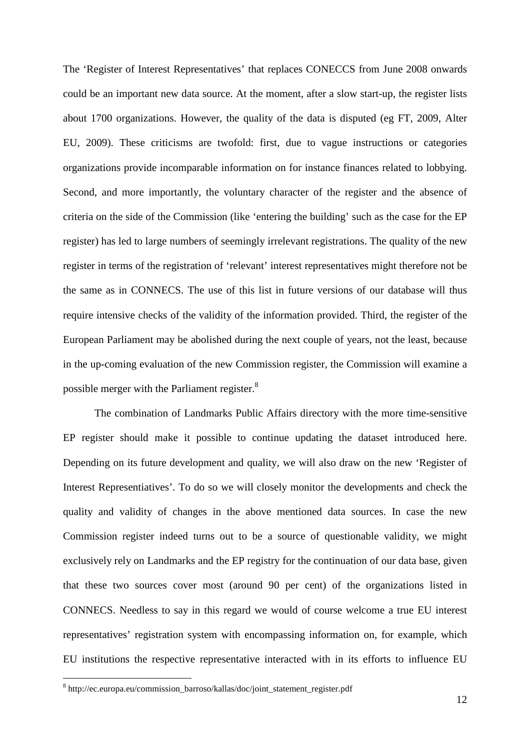The 'Register of Interest Representatives' that replaces CONECCS from June 2008 onwards could be an important new data source. At the moment, after a slow start-up, the register lists about 1700 organizations. However, the quality of the data is disputed (eg FT, 2009, Alter EU, 2009). These criticisms are twofold: first, due to vague instructions or categories organizations provide incomparable information on for instance finances related to lobbying. Second, and more importantly, the voluntary character of the register and the absence of criteria on the side of the Commission (like 'entering the building' such as the case for the EP register) has led to large numbers of seemingly irrelevant registrations. The quality of the new register in terms of the registration of 'relevant' interest representatives might therefore not be the same as in CONNECS. The use of this list in future versions of our database will thus require intensive checks of the validity of the information provided. Third, the register of the European Parliament may be abolished during the next couple of years, not the least, because in the up-coming evaluation of the new Commission register, the Commission will examine a possible merger with the Parliament register.[8]

The combination of Landmarks Public Affairs directory with the more time-sensitive EP register should make it possible to continue updating the dataset introduced here. Depending on its future development and quality, we will also draw on the new 'Register of Interest Representiatives'. To do so we will closely monitor the developments and check the quality and validity of changes in the above mentioned data sources. In case the new Commission register indeed turns out to be a source of questionable validity, we might exclusively rely on Landmarks and the EP registry for the continuation of our data base, given that these two sources cover most (around 90 per cent) of the organizations listed in CONNECS. Needless to say in this regard we would of course welcome a true EU interest representatives' registration system with encompassing information on, for example, which EU institutions the respective representative interacted with in its efforts to influence EU

[8] http://ec.europa.eu/commission_barroso/kallas/doc/joint_statement_register.pdf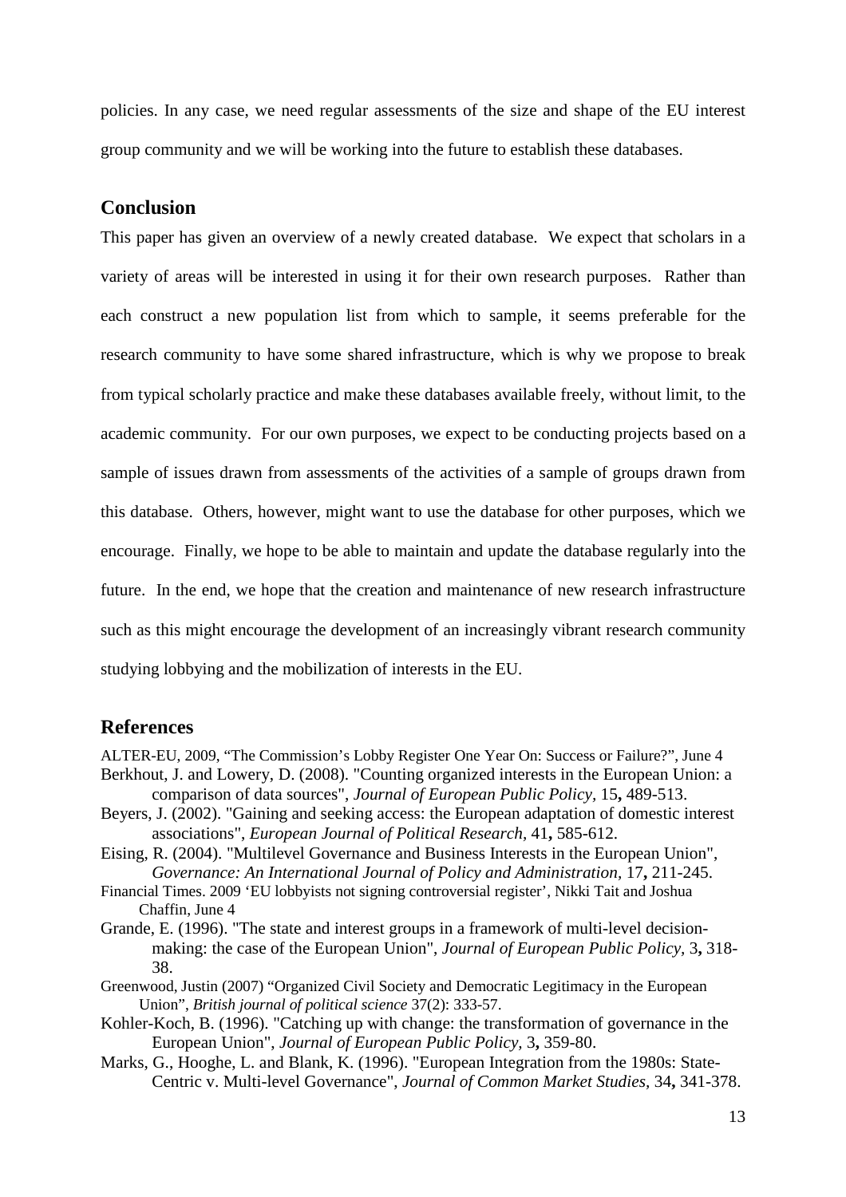policies. In any case, we need regular assessments of the size and shape of the EU interest group community and we will be working into the future to establish these databases.

## Conclusion

This paper has given an overview of a newly created database. We expect that scholars in a variety of areas will be interested in using it for their own research purposes. Rather than each construct a new population list from which to sample, it seems preferable for the research community to have some shared infrastructure, which is why we propose to break from typical scholarly practice and make these databases available freely, without limit, to the academic community. For our own purposes, we expect to be conducting projects based on a sample of issues drawn from assessments of the activities of a sample of groups drawn from this database. Others, however, might want to use the database for other purposes, which we encourage. Finally, we hope to be able to maintain and update the database regularly into the future. In the end, we hope that the creation and maintenance of new research infrastructure such as this might encourage the development of an increasingly vibrant research community studying lobbying and the mobilization of interests in the EU.

## References

ALTER-EU, 2009, "The Commission's Lobby Register One Year On: Success or Failure?", June 4

Berkhout, J. and Lowery, D. (2008). "Counting organized interests in the European Union: a comparison of data sources", *Journal of European Public Policy,* 15**,** 489-513.

Beyers, J. (2002). "Gaining and seeking access: the European adaptation of domestic interest associations", *European Journal of Political Research,* 41**,** 585-612.

Eising, R. (2004). "Multilevel Governance and Business Interests in the European Union", *Governance: An International Journal of Policy and Administration,* 17**,** 211-245.

Financial Times. 2009 'EU lobbyists not signing controversial register', Nikki Tait and Joshua Chaffin, June 4

Grande, E. (1996). "The state and interest groups in a framework of multi-level decision-making: the case of the European Union", *Journal of European Public Policy,* 3**,** 318-38.

Greenwood, Justin (2007) "Organized Civil Society and Democratic Legitimacy in the European Union", *British journal of political science* 37(2): 333-57.

Kohler-Koch, B. (1996). "Catching up with change: the transformation of governance in the European Union", *Journal of European Public Policy,* 3**,** 359-80.

Marks, G., Hooghe, L. and Blank, K. (1996). "European Integration from the 1980s: State-Centric v. Multi-level Governance", *Journal of Common Market Studies,* 34**,** 341-378.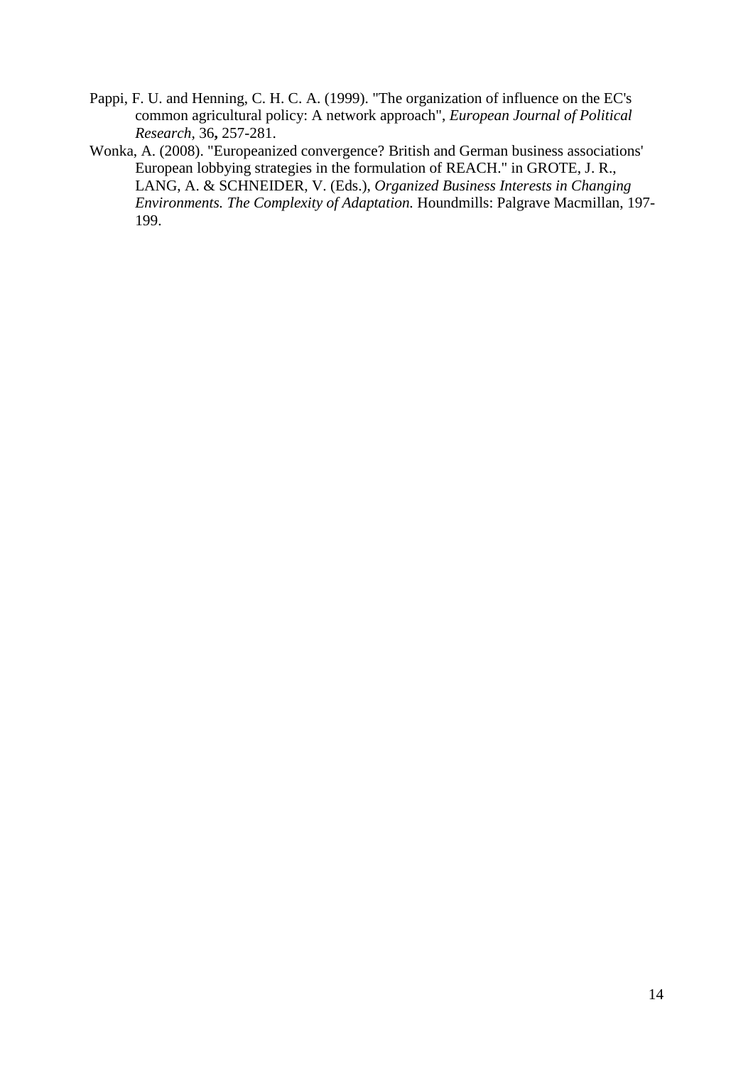Pappi, F. U. and Henning, C. H. C. A. (1999). "The organization of influence on the EC's common agricultural policy: A network approach", *European Journal of Political Research,* 36**,** 257-281.

Wonka, A. (2008). "Europeanized convergence? British and German business associations' European lobbying strategies in the formulation of REACH." in GROTE, J. R., LANG, A. & SCHNEIDER, V. (Eds.), *Organized Business Interests in Changing Environments. The Complexity of Adaptation.* Houndmills: Palgrave Macmillan, 197-199.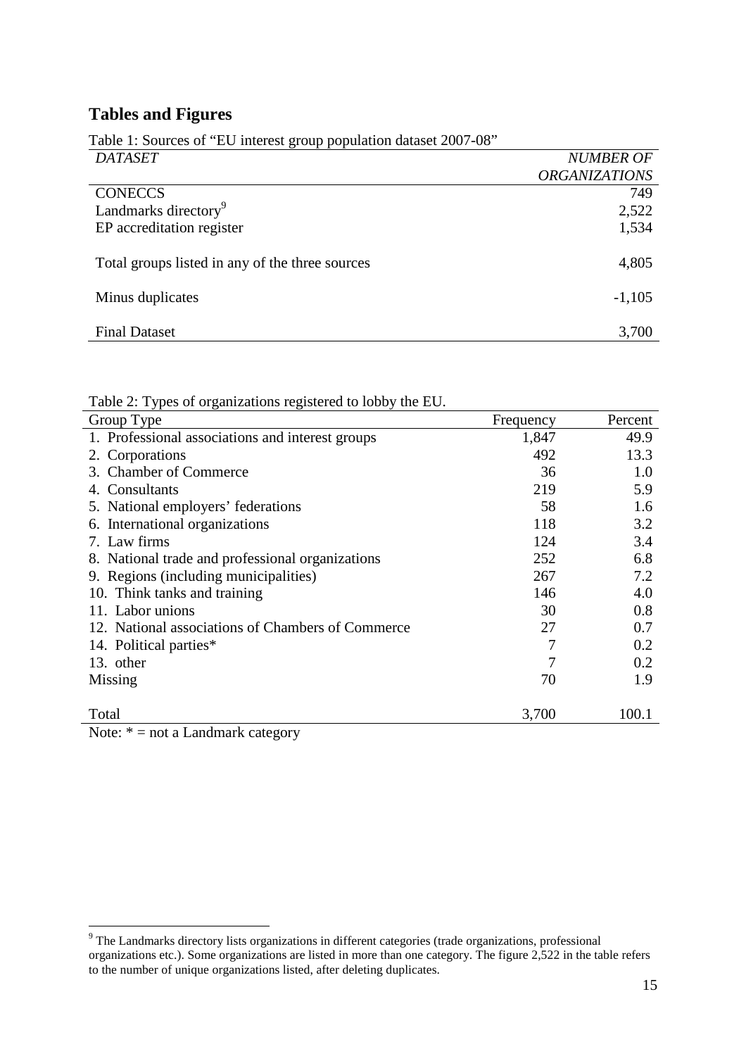## Tables and Figures

Table 1: Sources of "EU interest group population dataset 2007-08"

| *DATASET* | *NUMBER OF ORGANIZATIONS* |
|---|---:|
| CONECCS | 749 |
| Landmarks directory[9] | 2,522 |
| EP accreditation register | 1,534 |
| Total groups listed in any of the three sources | 4,805 |
| Minus duplicates | -1,105 |
| Final Dataset | 3,700 |

Table 2: Types of organizations registered to lobby the EU.

| Group Type | Frequency | Percent |
|---|---:|---:|
| 1. Professional associations and interest groups | 1,847 | 49.9 |
| 2. Corporations | 492 | 13.3 |
| 3. Chamber of Commerce | 36 | 1.0 |
| 4. Consultants | 219 | 5.9 |
| 5. National employers' federations | 58 | 1.6 |
| 6. International organizations | 118 | 3.2 |
| 7. Law firms | 124 | 3.4 |
| 8. National trade and professional organizations | 252 | 6.8 |
| 9. Regions (including municipalities) | 267 | 7.2 |
| 10. Think tanks and training | 146 | 4.0 |
| 11. Labor unions | 30 | 0.8 |
| 12. National associations of Chambers of Commerce | 27 | 0.7 |
| 14. Political parties* | 7 | 0.2 |
| 13. other | 7 | 0.2 |
| Missing | 70 | 1.9 |
| Total | 3,700 | 100.1 |

Note: * = not a Landmark category

[9] The Landmarks directory lists organizations in different categories (trade organizations, professional organizations etc.). Some organizations are listed in more than one category. The figure 2,522 in the table refers to the number of unique organizations listed, after deleting duplicates.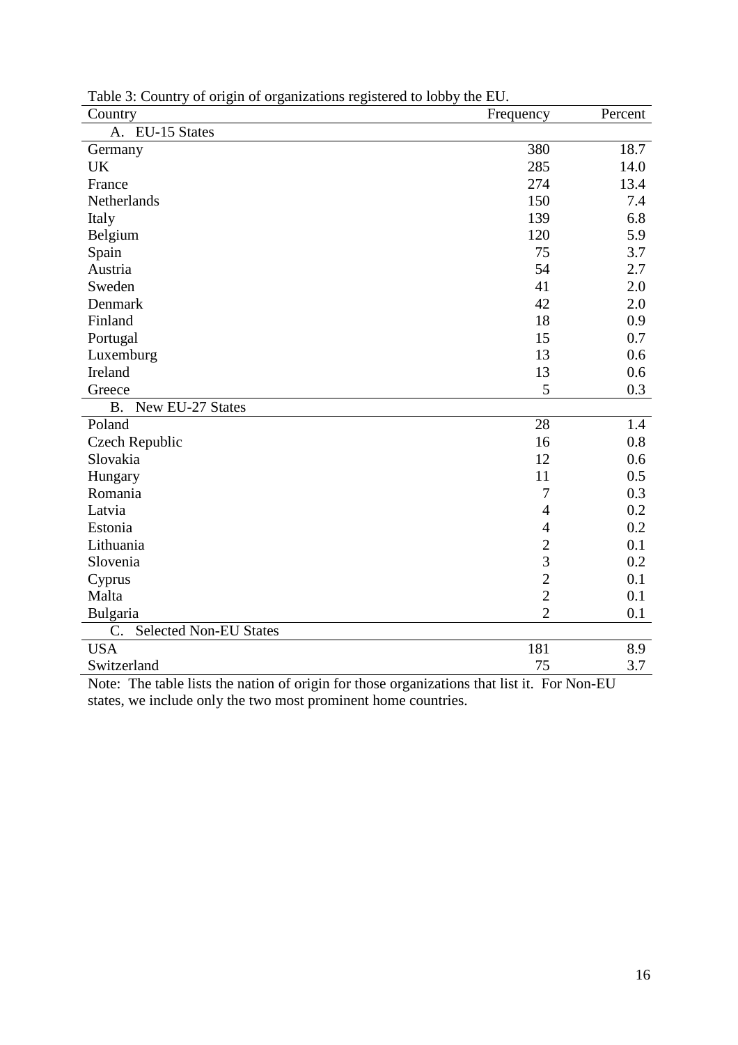Table 3: Country of origin of organizations registered to lobby the EU.

| Country | Frequency | Percent |
|---|---|---|
| A. EU-15 States | | |
| Germany | 380 | 18.7 |
| UK | 285 | 14.0 |
| France | 274 | 13.4 |
| Netherlands | 150 | 7.4 |
| Italy | 139 | 6.8 |
| Belgium | 120 | 5.9 |
| Spain | 75 | 3.7 |
| Austria | 54 | 2.7 |
| Sweden | 41 | 2.0 |
| Denmark | 42 | 2.0 |
| Finland | 18 | 0.9 |
| Portugal | 15 | 0.7 |
| Luxemburg | 13 | 0.6 |
| Ireland | 13 | 0.6 |
| Greece | 5 | 0.3 |
| B. New EU-27 States | | |
| Poland | 28 | 1.4 |
| Czech Republic | 16 | 0.8 |
| Slovakia | 12 | 0.6 |
| Hungary | 11 | 0.5 |
| Romania | 7 | 0.3 |
| Latvia | 4 | 0.2 |
| Estonia | 4 | 0.2 |
| Lithuania | 2 | 0.1 |
| Slovenia | 3 | 0.2 |
| Cyprus | 2 | 0.1 |
| Malta | 2 | 0.1 |
| Bulgaria | 2 | 0.1 |
| C. Selected Non-EU States | | |
| USA | 181 | 8.9 |
| Switzerland | 75 | 3.7 |

Note: The table lists the nation of origin for those organizations that list it. For Non-EU states, we include only the two most prominent home countries.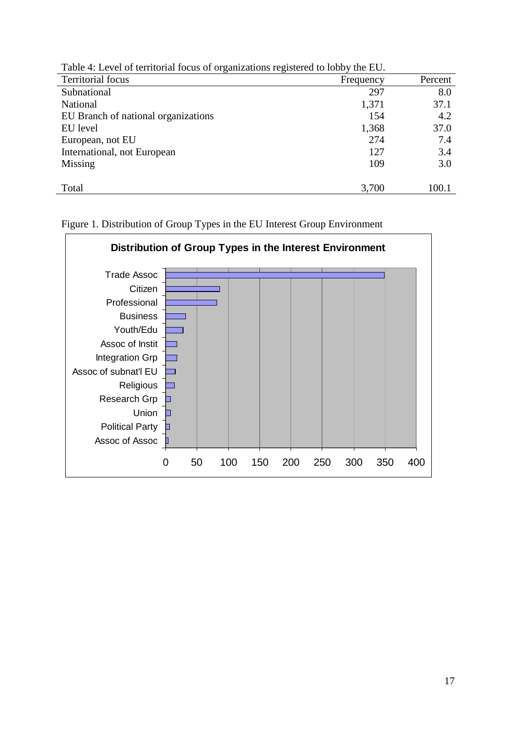Table 4: Level of territorial focus of organizations registered to lobby the EU.

| Territorial focus | Frequency | Percent |
|---|---|---|
| Subnational | 297 | 8.0 |
| National | 1,371 | 37.1 |
| EU Branch of national organizations | 154 | 4.2 |
| EU level | 1,368 | 37.0 |
| European, not EU | 274 | 7.4 |
| International, not European | 127 | 3.4 |
| Missing | 109 | 3.0 |
| | | |
| Total | 3,700 | 100.1 |

Figure 1. Distribution of Group Types in the EU Interest Group Environment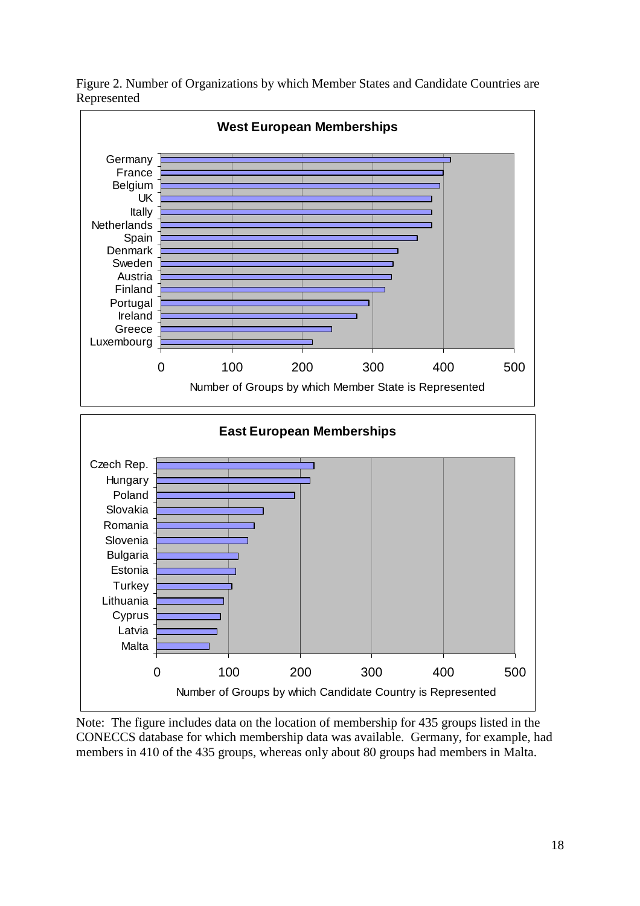Figure 2. Number of Organizations by which Member States and Candidate Countries are Represented

**West European Memberships**

Germany
France
Belgium
UK
Itally
Netherlands
Spain
Denmark
Sweden
Austria
Finland
Portugal
Ireland
Greece
Luxembourg

0 100 200 300 400 500

Number of Groups by which Member State is Represented

**East European Memberships**

Czech Rep.
Hungary
Poland
Slovakia
Romania
Slovenia
Bulgaria
Estonia
Turkey
Lithuania
Cyprus
Latvia
Malta

0 100 200 300 400 500

Number of Groups by which Candidate Country is Represented

Note: The figure includes data on the location of membership for 435 groups listed in the CONECCS database for which membership data was available. Germany, for example, had members in 410 of the 435 groups, whereas only about 80 groups had members in Malta.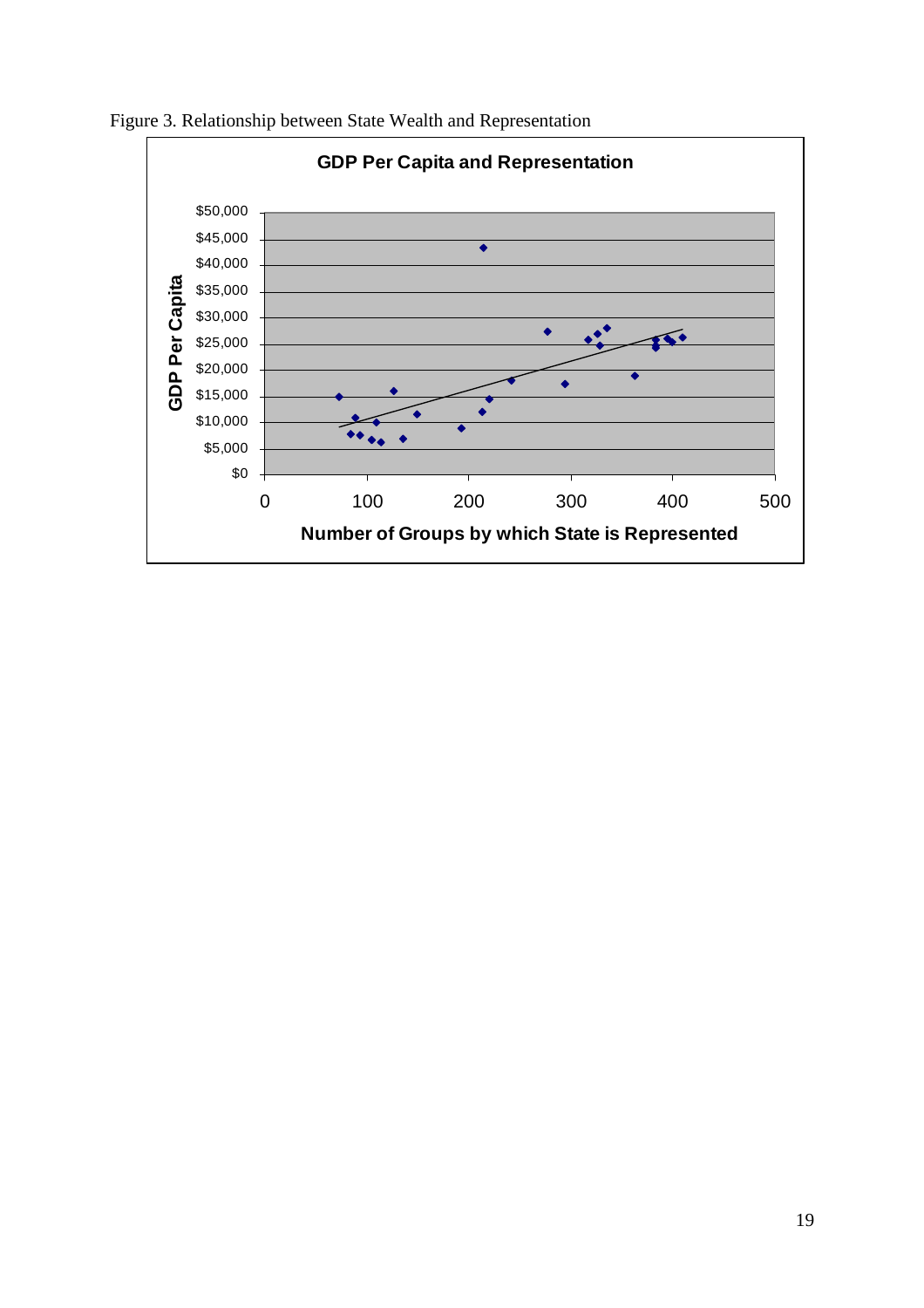Figure 3. Relationship between State Wealth and Representation

GDP Per Capita and Representation

GDP Per Capita

$50,000
$45,000
$40,000
$35,000
$30,000
$25,000
$20,000
$15,000
$10,000
$5,000
$0

0
100
200
300
400
500

Number of Groups by which State is Represented